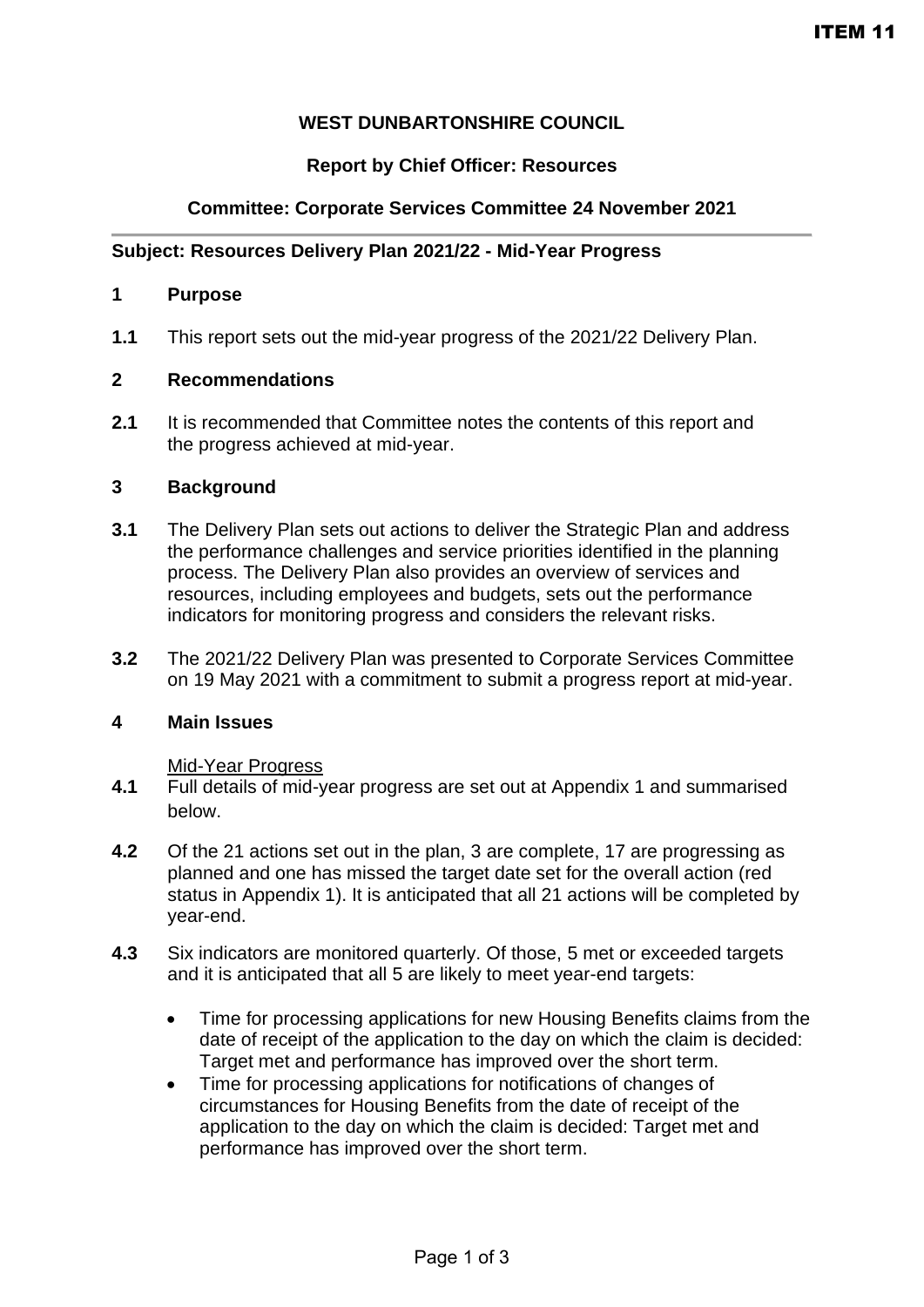ITEM 11

**WEST DUNBARTONSHIRE COUNCIL**

**Report by Chief Officer: Resources**

**Committee: Corporate Services Committee 24 November 2021**

---

**Subject: Resources Delivery Plan 2021/22 - Mid-Year Progress**

## 1 Purpose

**1.1** This report sets out the mid-year progress of the 2021/22 Delivery Plan.

## 2 Recommendations

**2.1** It is recommended that Committee notes the contents of this report and the progress achieved at mid-year.

## 3 Background

**3.1** The Delivery Plan sets out actions to deliver the Strategic Plan and address the performance challenges and service priorities identified in the planning process. The Delivery Plan also provides an overview of services and resources, including employees and budgets, sets out the performance indicators for monitoring progress and considers the relevant risks.

**3.2** The 2021/22 Delivery Plan was presented to Corporate Services Committee on 19 May 2021 with a commitment to submit a progress report at mid-year.

## 4 Main Issues

Mid-Year Progress

**4.1** Full details of mid-year progress are set out at Appendix 1 and summarised below.

**4.2** Of the 21 actions set out in the plan, 3 are complete, 17 are progressing as planned and one has missed the target date set for the overall action (red status in Appendix 1). It is anticipated that all 21 actions will be completed by year-end.

**4.3** Six indicators are monitored quarterly. Of those, 5 met or exceeded targets and it is anticipated that all 5 are likely to meet year-end targets:

- Time for processing applications for new Housing Benefits claims from the date of receipt of the application to the day on which the claim is decided: Target met and performance has improved over the short term.
- Time for processing applications for notifications of changes of circumstances for Housing Benefits from the date of receipt of the application to the day on which the claim is decided: Target met and performance has improved over the short term.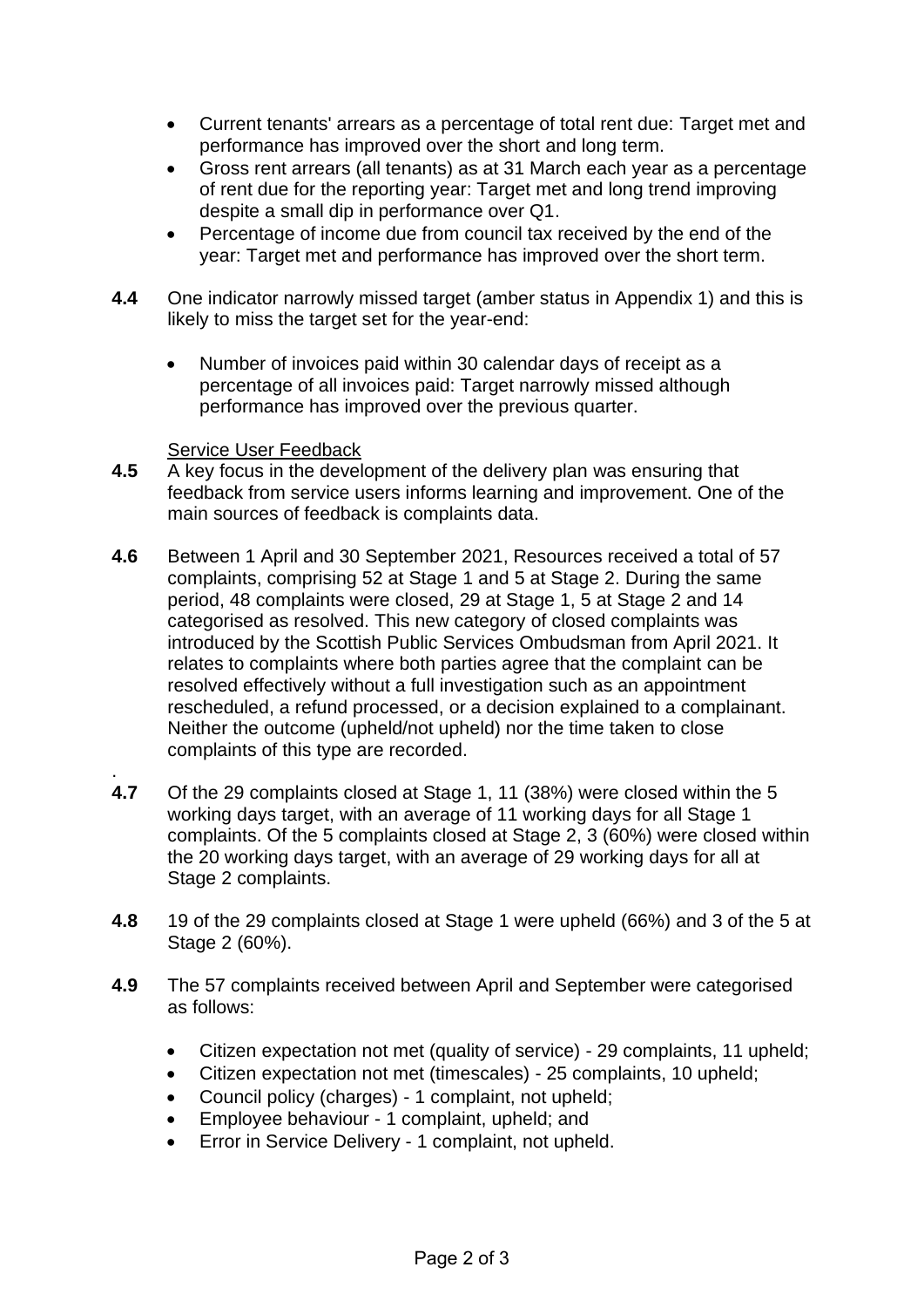- Current tenants' arrears as a percentage of total rent due: Target met and performance has improved over the short and long term.
- Gross rent arrears (all tenants) as at 31 March each year as a percentage of rent due for the reporting year: Target met and long trend improving despite a small dip in performance over Q1.
- Percentage of income due from council tax received by the end of the year: Target met and performance has improved over the short term.

**4.4** One indicator narrowly missed target (amber status in Appendix 1) and this is likely to miss the target set for the year-end:

- Number of invoices paid within 30 calendar days of receipt as a percentage of all invoices paid: Target narrowly missed although performance has improved over the previous quarter.

Service User Feedback

**4.5** A key focus in the development of the delivery plan was ensuring that feedback from service users informs learning and improvement. One of the main sources of feedback is complaints data.

**4.6** Between 1 April and 30 September 2021, Resources received a total of 57 complaints, comprising 52 at Stage 1 and 5 at Stage 2. During the same period, 48 complaints were closed, 29 at Stage 1, 5 at Stage 2 and 14 categorised as resolved. This new category of closed complaints was introduced by the Scottish Public Services Ombudsman from April 2021. It relates to complaints where both parties agree that the complaint can be resolved effectively without a full investigation such as an appointment rescheduled, a refund processed, or a decision explained to a complainant. Neither the outcome (upheld/not upheld) nor the time taken to close complaints of this type are recorded.

**4.7** Of the 29 complaints closed at Stage 1, 11 (38%) were closed within the 5 working days target, with an average of 11 working days for all Stage 1 complaints. Of the 5 complaints closed at Stage 2, 3 (60%) were closed within the 20 working days target, with an average of 29 working days for all at Stage 2 complaints.

**4.8** 19 of the 29 complaints closed at Stage 1 were upheld (66%) and 3 of the 5 at Stage 2 (60%).

**4.9** The 57 complaints received between April and September were categorised as follows:

- Citizen expectation not met (quality of service) - 29 complaints, 11 upheld;
- Citizen expectation not met (timescales) - 25 complaints, 10 upheld;
- Council policy (charges) - 1 complaint, not upheld;
- Employee behaviour - 1 complaint, upheld; and
- Error in Service Delivery - 1 complaint, not upheld.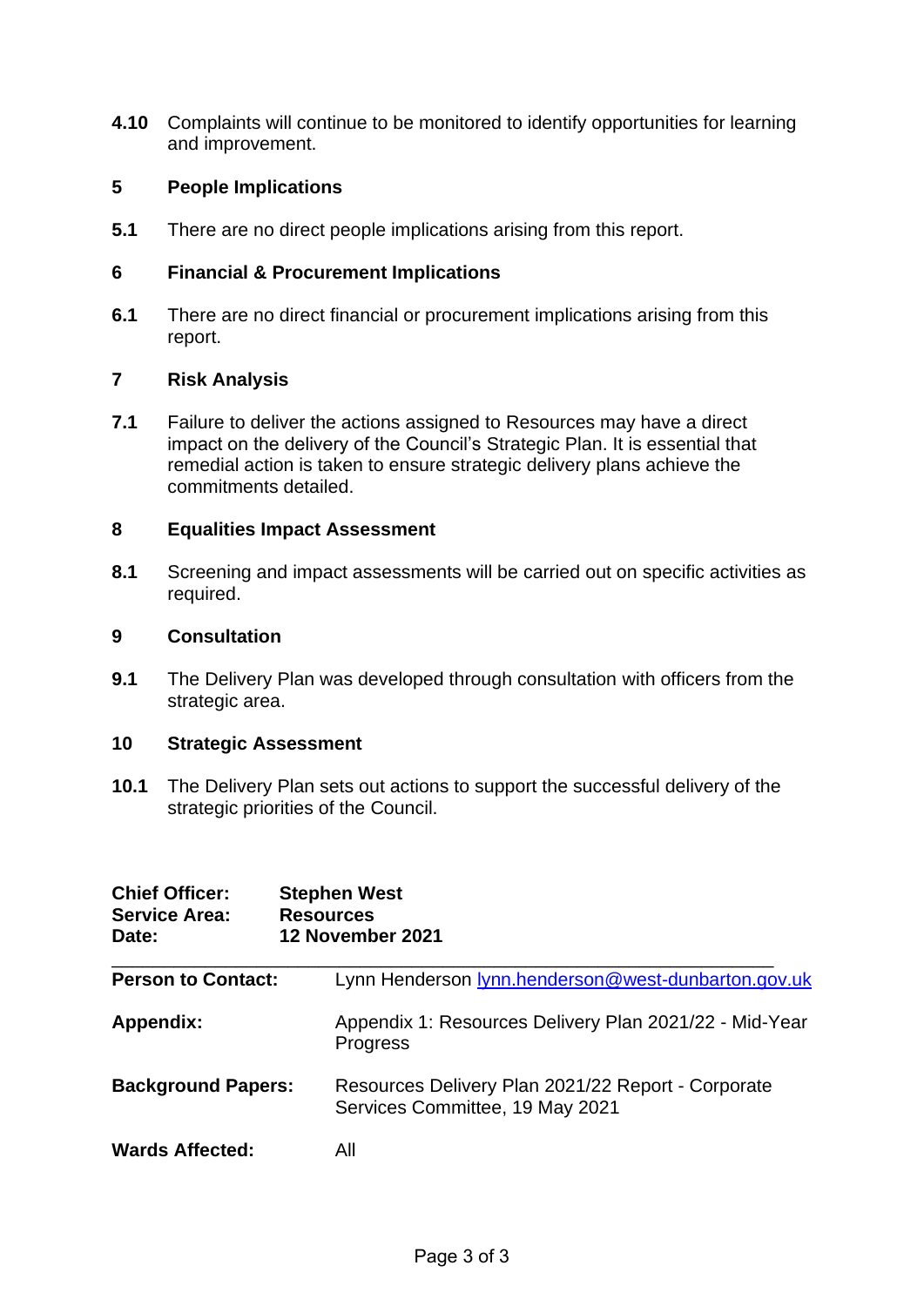**4.10** Complaints will continue to be monitored to identify opportunities for learning and improvement.

## 5 People Implications

**5.1** There are no direct people implications arising from this report.

## 6 Financial & Procurement Implications

**6.1** There are no direct financial or procurement implications arising from this report.

## 7 Risk Analysis

**7.1** Failure to deliver the actions assigned to Resources may have a direct impact on the delivery of the Council's Strategic Plan. It is essential that remedial action is taken to ensure strategic delivery plans achieve the commitments detailed.

## 8 Equalities Impact Assessment

**8.1** Screening and impact assessments will be carried out on specific activities as required.

## 9 Consultation

**9.1** The Delivery Plan was developed through consultation with officers from the strategic area.

## 10 Strategic Assessment

**10.1** The Delivery Plan sets out actions to support the successful delivery of the strategic priorities of the Council.

**Chief Officer:** **Stephen West**
**Service Area:** **Resources**
**Date:** **12 November 2021**

---

**Person to Contact:** Lynn Henderson lynn.henderson@west-dunbarton.gov.uk

**Appendix:** Appendix 1: Resources Delivery Plan 2021/22 - Mid-Year Progress

**Background Papers:** Resources Delivery Plan 2021/22 Report - Corporate Services Committee, 19 May 2021

**Wards Affected:** All